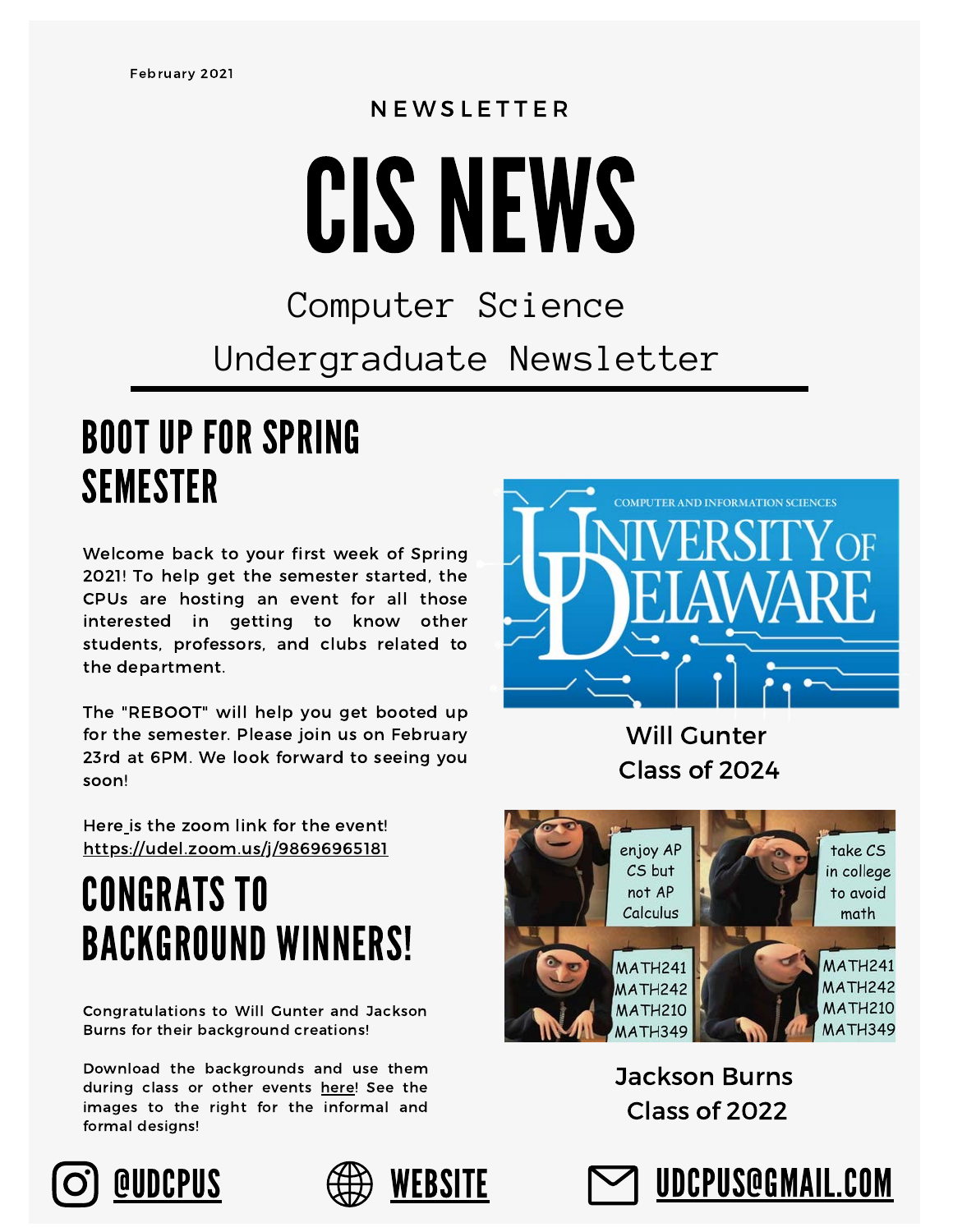February 2021

NEWSLETTER

# CIS NEWS

Computer Science Undergraduate Newsletter

## BOOT UP FOR SPRING SEMESTER

Welcome back to your first week of Spring 2021! To help get the semester started, the CPUs are hosting an event for all those interested in getting to know other students, professors, and clubs related to the department.

The "REBOOT" will help you get booted up for the semester. Please join us on February 23rd at 6PM. We look forward to seeing you soon!

Here is the zoom link for the event! https://udel.zoom.us/j/98696965181

## CONGRATS TO BACKGROUND WINNERS!

Congratulations to Will Gunter and Jackson Burns for their background creations!

Download the backgrounds and use them during class or other events here! See the images to the right for the informal and formal designs!

Will Gunter
Class of 2024

Jackson Burns
Class of 2022

@UDCPUS | WEBSITE | UDCPUS@GMAIL.COM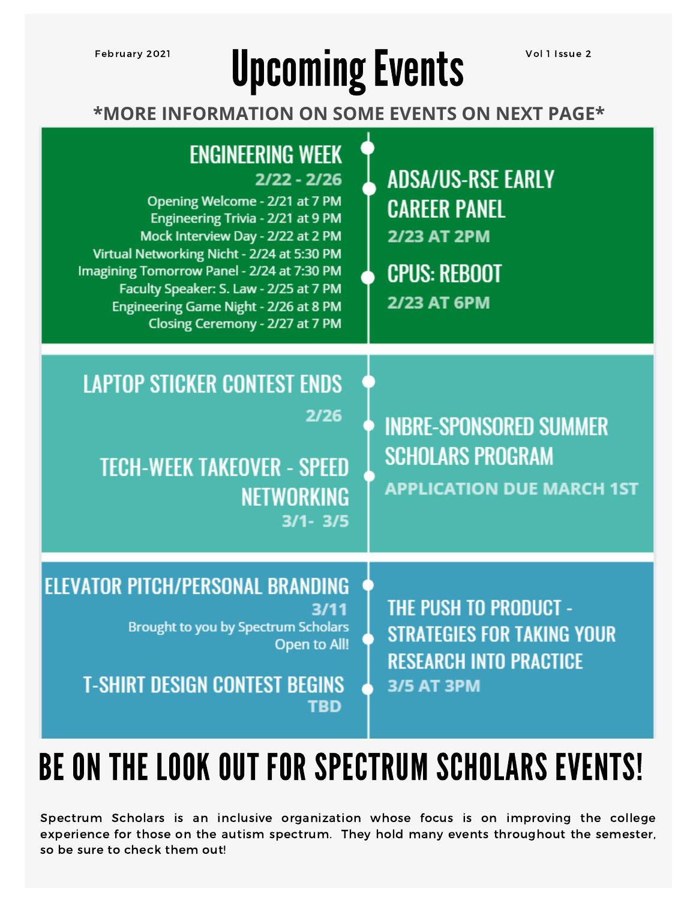February 2021

# Upcoming Events

Vol 1 Issue 2

**\*MORE INFORMATION ON SOME EVENTS ON NEXT PAGE\***

## ENGINEERING WEEK

**2/22 - 2/26**

- Opening Welcome - 2/21 at 7 PM
- Engineering Trivia - 2/21 at 9 PM
- Mock Interview Day - 2/22 at 2 PM
- Virtual Networking Nicht - 2/24 at 5:30 PM
- Imagining Tomorrow Panel - 2/24 at 7:30 PM
- Faculty Speaker: S. Law - 2/25 at 7 PM
- Engineering Game Night - 2/26 at 8 PM
- Closing Ceremony - 2/27 at 7 PM

## ADSA/US-RSE EARLY CAREER PANEL

**2/23 AT 2PM**

## CPUS: REBOOT

**2/23 AT 6PM**

## LAPTOP STICKER CONTEST ENDS

**2/26**

## INBRE-SPONSORED SUMMER SCHOLARS PROGRAM

**APPLICATION DUE MARCH 1ST**

## TECH-WEEK TAKEOVER - SPEED NETWORKING

**3/1- 3/5**

## ELEVATOR PITCH/PERSONAL BRANDING

**3/11**

Brought to you by Spectrum Scholars
Open to All!

## THE PUSH TO PRODUCT - STRATEGIES FOR TAKING YOUR RESEARCH INTO PRACTICE

**3/5 AT 3PM**

## T-SHIRT DESIGN CONTEST BEGINS

**TBD**

# BE ON THE LOOK OUT FOR SPECTRUM SCHOLARS EVENTS!

Spectrum Scholars is an inclusive organization whose focus is on improving the college experience for those on the autism spectrum. They hold many events throughout the semester, so be sure to check them out!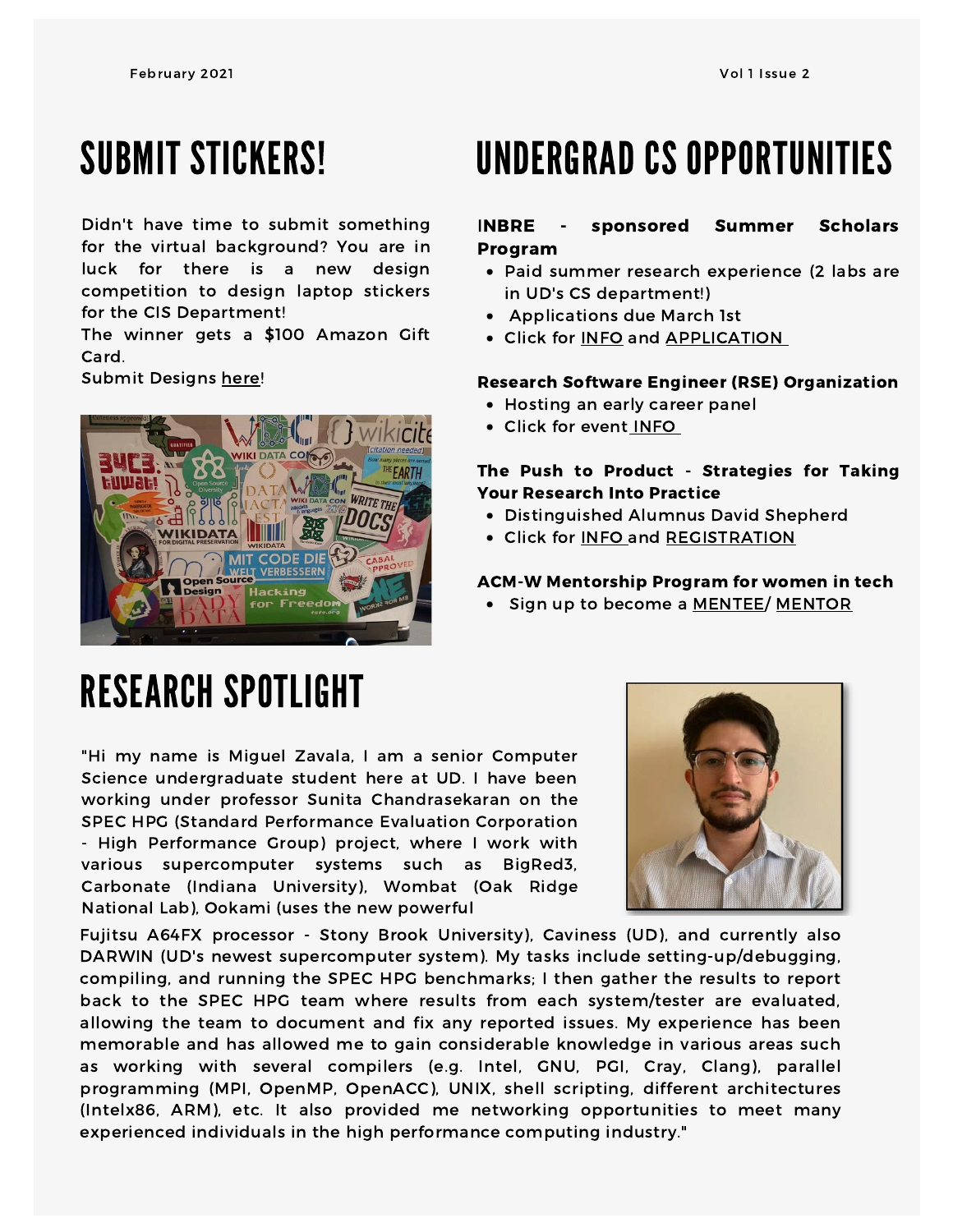## SUBMIT STICKERS!

Didn't have time to submit something for the virtual background? You are in luck for there is a new design competition to design laptop stickers for the CIS Department!
The winner gets a $100 Amazon Gift Card.
Submit Designs here!

## UNDERGRAD CS OPPORTUNITIES

**INBRE - sponsored Summer Scholars Program**

- Paid summer research experience (2 labs are in UD's CS department!)
- Applications due March 1st
- Click for INFO and APPLICATION

**Research Software Engineer (RSE) Organization**

- Hosting an early career panel
- Click for event INFO

**The Push to Product - Strategies for Taking Your Research Into Practice**

- Distinguished Alumnus David Shepherd
- Click for INFO and REGISTRATION

**ACM-W Mentorship Program for women in tech**

- Sign up to become a MENTEE/ MENTOR

## RESEARCH SPOTLIGHT

"Hi my name is Miguel Zavala, I am a senior Computer Science undergraduate student here at UD. I have been working under professor Sunita Chandrasekaran on the SPEC HPG (Standard Performance Evaluation Corporation - High Performance Group) project, where I work with various supercomputer systems such as BigRed3, Carbonate (Indiana University), Wombat (Oak Ridge National Lab), Ookami (uses the new powerful Fujitsu A64FX processor - Stony Brook University), Caviness (UD), and currently also DARWIN (UD's newest supercomputer system). My tasks include setting-up/debugging, compiling, and running the SPEC HPG benchmarks; I then gather the results to report back to the SPEC HPG team where results from each system/tester are evaluated, allowing the team to document and fix any reported issues. My experience has been memorable and has allowed me to gain considerable knowledge in various areas such as working with several compilers (e.g. Intel, GNU, PGI, Cray, Clang), parallel programming (MPI, OpenMP, OpenACC), UNIX, shell scripting, different architectures (Intelx86, ARM), etc. It also provided me networking opportunities to meet many experienced individuals in the high performance computing industry."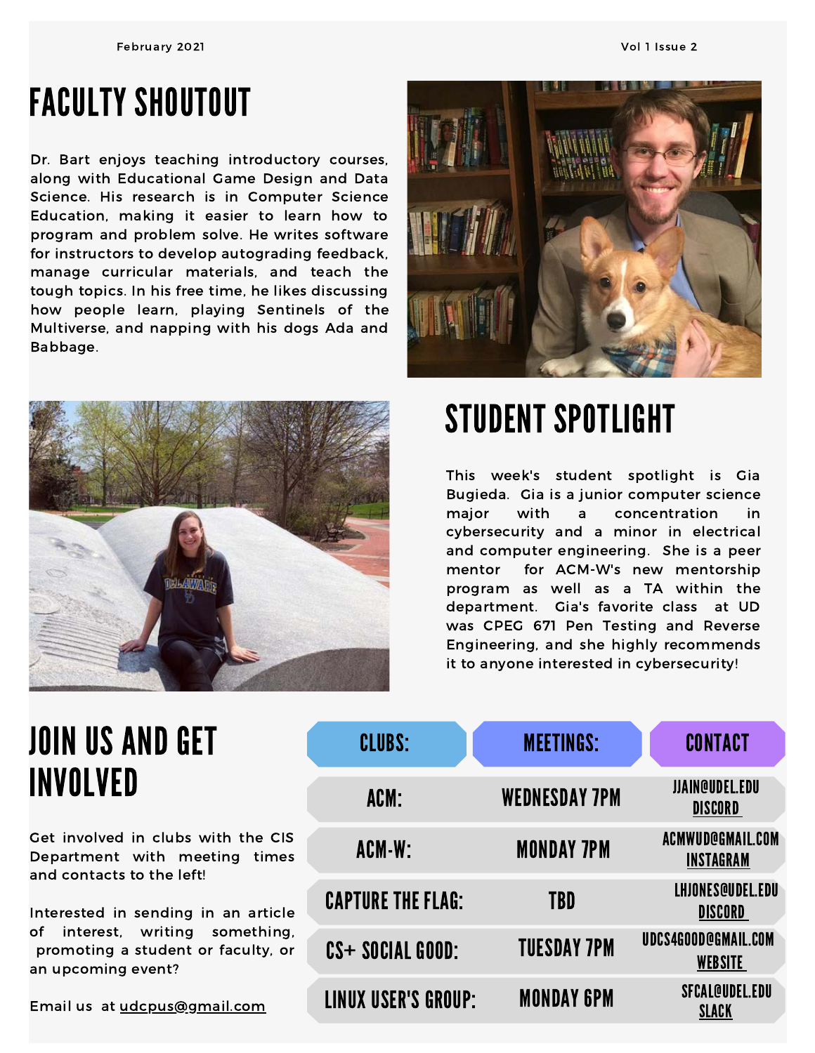# FACULTY SHOUTOUT

Dr. Bart enjoys teaching introductory courses, along with Educational Game Design and Data Science. His research is in Computer Science Education, making it easier to learn how to program and problem solve. He writes software for instructors to develop autograding feedback, manage curricular materials, and teach the tough topics. In his free time, he likes discussing how people learn, playing Sentinels of the Multiverse, and napping with his dogs Ada and Babbage.

# STUDENT SPOTLIGHT

This week's student spotlight is Gia Bugieda. Gia is a junior computer science major with a concentration in cybersecurity and a minor in electrical and computer engineering. She is a peer mentor for ACM-W's new mentorship program as well as a TA within the department. Gia's favorite class at UD was CPEG 671 Pen Testing and Reverse Engineering, and she highly recommends it to anyone interested in cybersecurity!

# JOIN US AND GET INVOLVED

Get involved in clubs with the CIS Department with meeting times and contacts to the left!

Interested in sending in an article of interest, writing something, promoting a student or faculty, or an upcoming event?

Email us at udcpus@gmail.com

| CLUBS: | MEETINGS: | CONTACT |
|---|---|---|
| ACM: | WEDNESDAY 7PM | JJAIN@UDEL.EDU DISCORD |
| ACM-W: | MONDAY 7PM | ACMWUD@GMAIL.COM INSTAGRAM |
| CAPTURE THE FLAG: | TBD | LHJONES@UDEL.EDU DISCORD |
| CS+ SOCIAL GOOD: | TUESDAY 7PM | UDCS4GOOD@GMAIL.COM WEBSITE |
| LINUX USER'S GROUP: | MONDAY 6PM | SFCAL@UDEL.EDU SLACK |